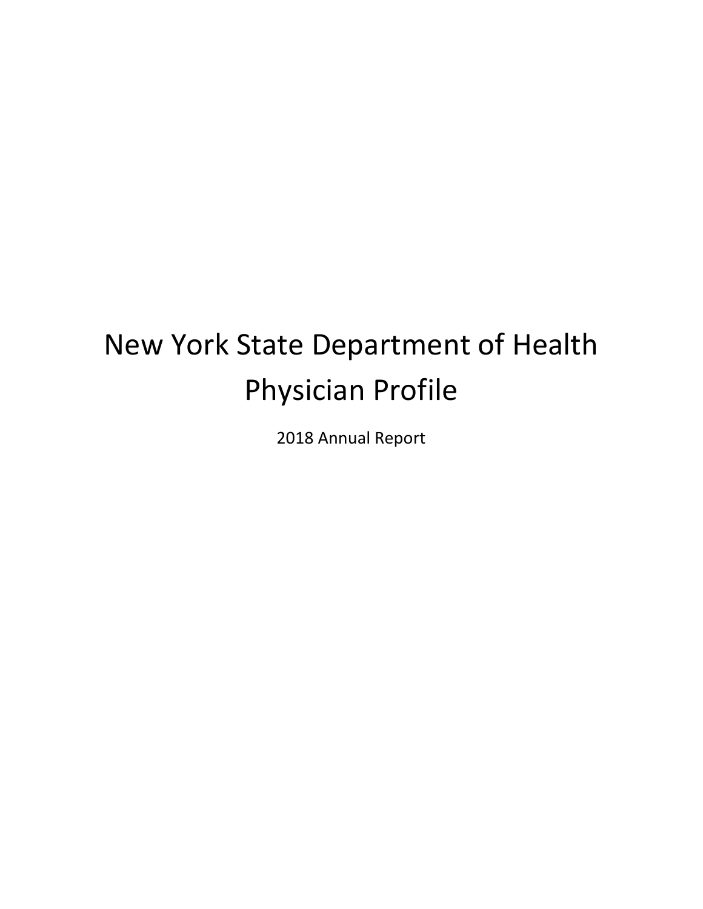# New York State Department of Health Physician Profile

2018 Annual Report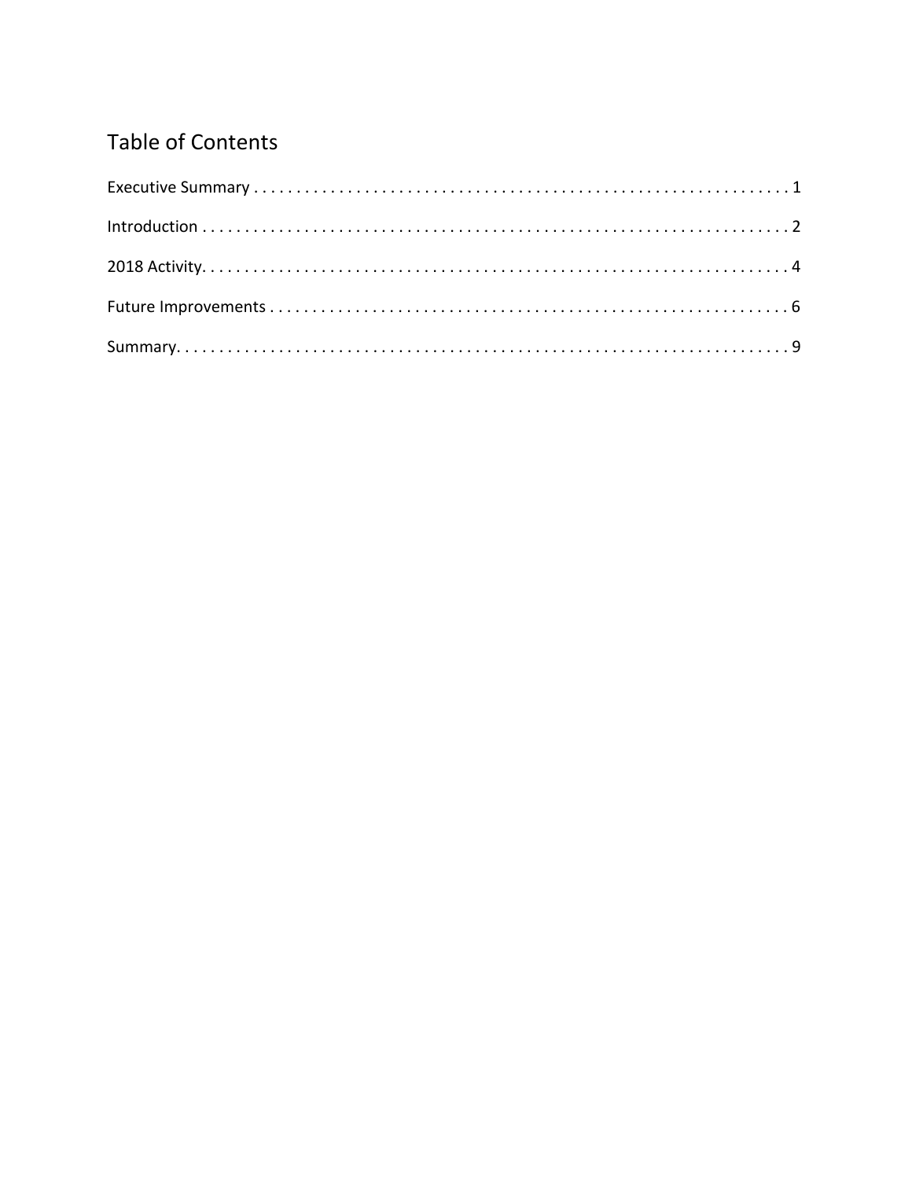# Table of Contents

Executive Summary . . . . . . . . . . . . . . . . . . . . . . . . . . . . . . . . . . . . . . . . . . . . . . . . . . . . . . . . . . . . . . 1

Introduction . . . . . . . . . . . . . . . . . . . . . . . . . . . . . . . . . . . . . . . . . . . . . . . . . . . . . . . . . . . . . . . . . . 2

2018 Activity. . . . . . . . . . . . . . . . . . . . . . . . . . . . . . . . . . . . . . . . . . . . . . . . . . . . . . . . . . . . . . . . . 4

Future Improvements . . . . . . . . . . . . . . . . . . . . . . . . . . . . . . . . . . . . . . . . . . . . . . . . . . . . . . . . . . . . 6

Summary. . . . . . . . . . . . . . . . . . . . . . . . . . . . . . . . . . . . . . . . . . . . . . . . . . . . . . . . . . . . . . . . . . . . . 9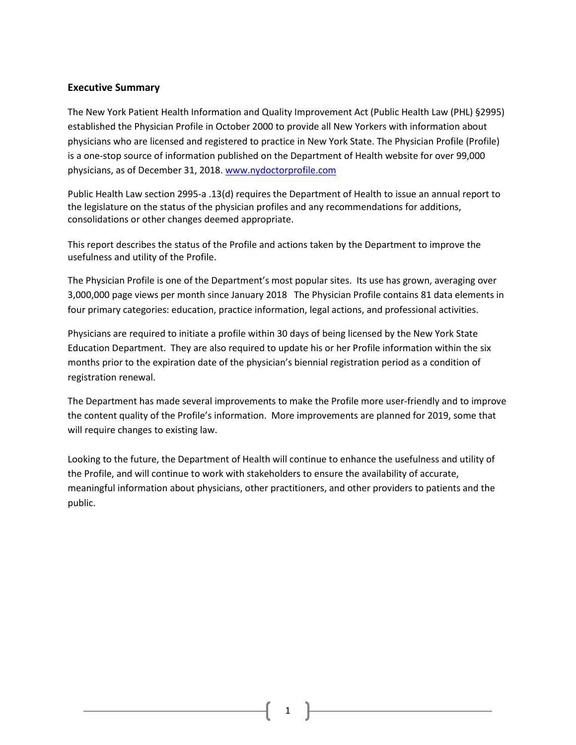## Executive Summary

The New York Patient Health Information and Quality Improvement Act (Public Health Law (PHL) §2995) established the Physician Profile in October 2000 to provide all New Yorkers with information about physicians who are licensed and registered to practice in New York State. The Physician Profile (Profile) is a one-stop source of information published on the Department of Health website for over 99,000 physicians, as of December 31, 2018. [www.nydoctorprofile.com](www.nydoctorprofile.com)

Public Health Law section 2995-a .13(d) requires the Department of Health to issue an annual report to the legislature on the status of the physician profiles and any recommendations for additions, consolidations or other changes deemed appropriate.

This report describes the status of the Profile and actions taken by the Department to improve the usefulness and utility of the Profile.

The Physician Profile is one of the Department's most popular sites. Its use has grown, averaging over 3,000,000 page views per month since January 2018 The Physician Profile contains 81 data elements in four primary categories: education, practice information, legal actions, and professional activities.

Physicians are required to initiate a profile within 30 days of being licensed by the New York State Education Department. They are also required to update his or her Profile information within the six months prior to the expiration date of the physician's biennial registration period as a condition of registration renewal.

The Department has made several improvements to make the Profile more user-friendly and to improve the content quality of the Profile's information. More improvements are planned for 2019, some that will require changes to existing law.

Looking to the future, the Department of Health will continue to enhance the usefulness and utility of the Profile, and will continue to work with stakeholders to ensure the availability of accurate, meaningful information about physicians, other practitioners, and other providers to patients and the public.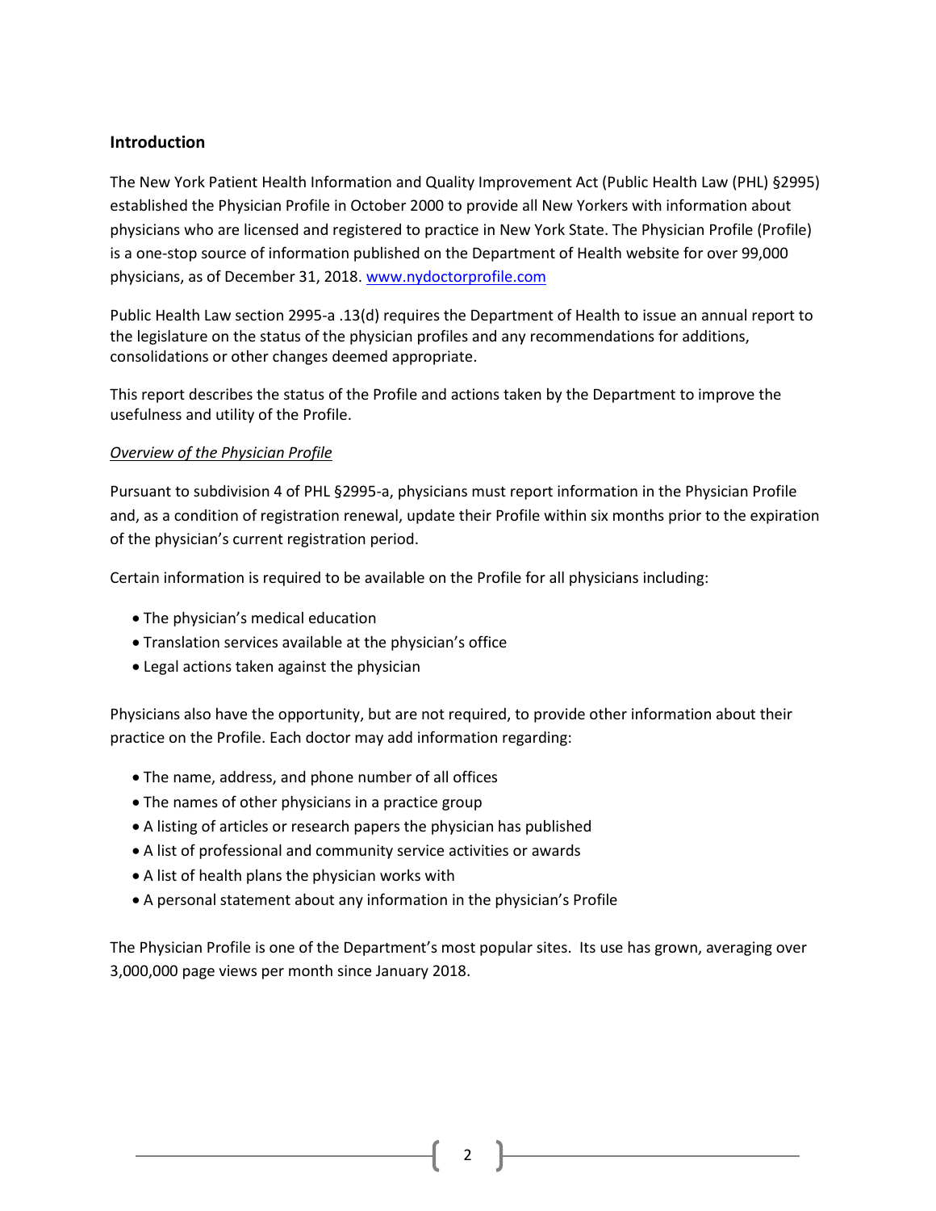## Introduction

The New York Patient Health Information and Quality Improvement Act (Public Health Law (PHL) §2995) established the Physician Profile in October 2000 to provide all New Yorkers with information about physicians who are licensed and registered to practice in New York State. The Physician Profile (Profile) is a one-stop source of information published on the Department of Health website for over 99,000 physicians, as of December 31, 2018. [www.nydoctorprofile.com](http://www.nydoctorprofile.com)

Public Health Law section 2995-a .13(d) requires the Department of Health to issue an annual report to the legislature on the status of the physician profiles and any recommendations for additions, consolidations or other changes deemed appropriate.

This report describes the status of the Profile and actions taken by the Department to improve the usefulness and utility of the Profile.

### *Overview of the Physician Profile*

Pursuant to subdivision 4 of PHL §2995-a, physicians must report information in the Physician Profile and, as a condition of registration renewal, update their Profile within six months prior to the expiration of the physician's current registration period.

Certain information is required to be available on the Profile for all physicians including:

- The physician's medical education
- Translation services available at the physician's office
- Legal actions taken against the physician

Physicians also have the opportunity, but are not required, to provide other information about their practice on the Profile. Each doctor may add information regarding:

- The name, address, and phone number of all offices
- The names of other physicians in a practice group
- A listing of articles or research papers the physician has published
- A list of professional and community service activities or awards
- A list of health plans the physician works with
- A personal statement about any information in the physician's Profile

The Physician Profile is one of the Department's most popular sites. Its use has grown, averaging over 3,000,000 page views per month since January 2018.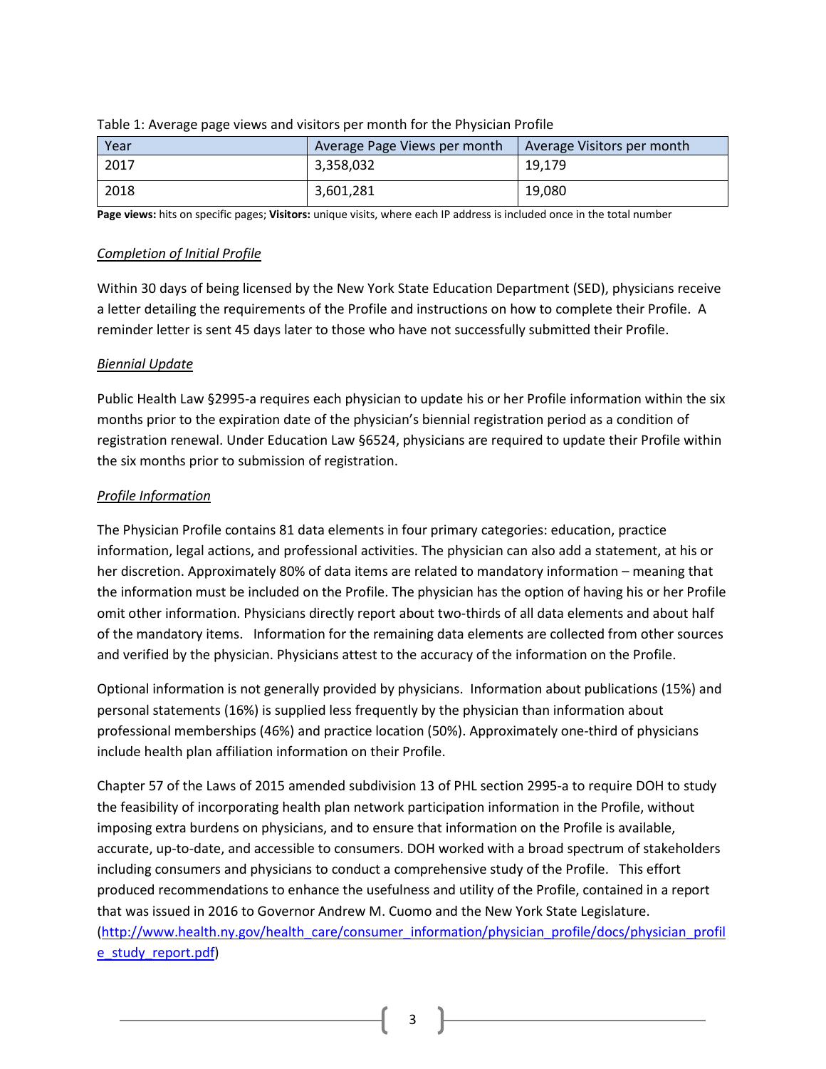Table 1: Average page views and visitors per month for the Physician Profile

| Year | Average Page Views per month | Average Visitors per month |
| --- | --- | --- |
| 2017 | 3,358,032 | 19,179 |
| 2018 | 3,601,281 | 19,080 |

**Page views:** hits on specific pages; **Visitors:** unique visits, where each IP address is included once in the total number

*Completion of Initial Profile*

Within 30 days of being licensed by the New York State Education Department (SED), physicians receive a letter detailing the requirements of the Profile and instructions on how to complete their Profile. A reminder letter is sent 45 days later to those who have not successfully submitted their Profile.

*Biennial Update*

Public Health Law §2995-a requires each physician to update his or her Profile information within the six months prior to the expiration date of the physician's biennial registration period as a condition of registration renewal. Under Education Law §6524, physicians are required to update their Profile within the six months prior to submission of registration.

*Profile Information*

The Physician Profile contains 81 data elements in four primary categories: education, practice information, legal actions, and professional activities. The physician can also add a statement, at his or her discretion. Approximately 80% of data items are related to mandatory information – meaning that the information must be included on the Profile. The physician has the option of having his or her Profile omit other information. Physicians directly report about two-thirds of all data elements and about half of the mandatory items. Information for the remaining data elements are collected from other sources and verified by the physician. Physicians attest to the accuracy of the information on the Profile.

Optional information is not generally provided by physicians. Information about publications (15%) and personal statements (16%) is supplied less frequently by the physician than information about professional memberships (46%) and practice location (50%). Approximately one-third of physicians include health plan affiliation information on their Profile.

Chapter 57 of the Laws of 2015 amended subdivision 13 of PHL section 2995-a to require DOH to study the feasibility of incorporating health plan network participation information in the Profile, without imposing extra burdens on physicians, and to ensure that information on the Profile is available, accurate, up-to-date, and accessible to consumers. DOH worked with a broad spectrum of stakeholders including consumers and physicians to conduct a comprehensive study of the Profile. This effort produced recommendations to enhance the usefulness and utility of the Profile, contained in a report that was issued in 2016 to Governor Andrew M. Cuomo and the New York State Legislature. (http://www.health.ny.gov/health_care/consumer_information/physician_profile/docs/physician_profile_study_report.pdf)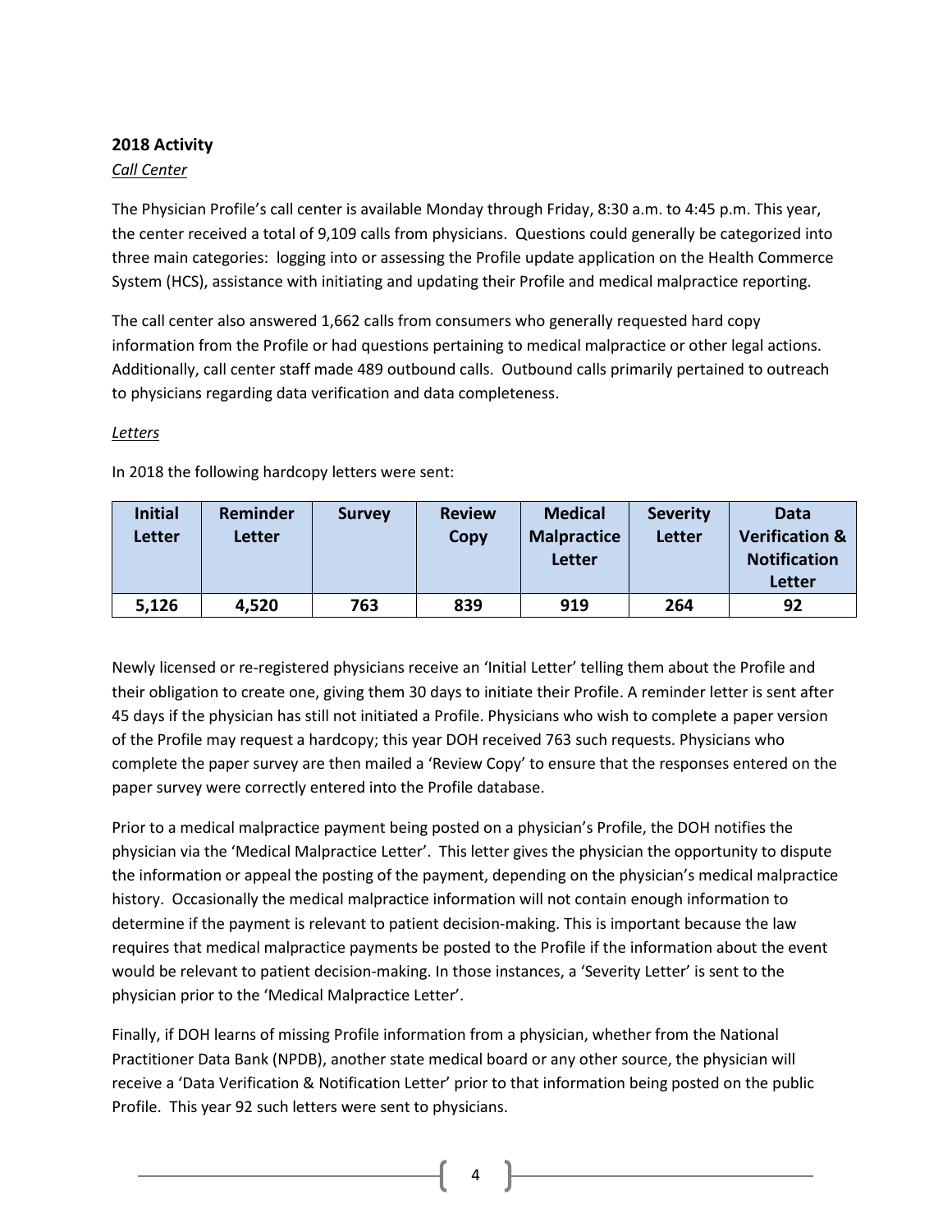## 2018 Activity

*Call Center*

The Physician Profile's call center is available Monday through Friday, 8:30 a.m. to 4:45 p.m. This year, the center received a total of 9,109 calls from physicians. Questions could generally be categorized into three main categories: logging into or assessing the Profile update application on the Health Commerce System (HCS), assistance with initiating and updating their Profile and medical malpractice reporting.

The call center also answered 1,662 calls from consumers who generally requested hard copy information from the Profile or had questions pertaining to medical malpractice or other legal actions. Additionally, call center staff made 489 outbound calls. Outbound calls primarily pertained to outreach to physicians regarding data verification and data completeness.

*Letters*

In 2018 the following hardcopy letters were sent:

| Initial Letter | Reminder Letter | Survey | Review Copy | Medical Malpractice Letter | Severity Letter | Data Verification & Notification Letter |
|---|---|---|---|---|---|---|
| 5,126 | 4,520 | 763 | 839 | 919 | 264 | 92 |

Newly licensed or re-registered physicians receive an 'Initial Letter' telling them about the Profile and their obligation to create one, giving them 30 days to initiate their Profile. A reminder letter is sent after 45 days if the physician has still not initiated a Profile. Physicians who wish to complete a paper version of the Profile may request a hardcopy; this year DOH received 763 such requests. Physicians who complete the paper survey are then mailed a 'Review Copy' to ensure that the responses entered on the paper survey were correctly entered into the Profile database.

Prior to a medical malpractice payment being posted on a physician's Profile, the DOH notifies the physician via the 'Medical Malpractice Letter'. This letter gives the physician the opportunity to dispute the information or appeal the posting of the payment, depending on the physician's medical malpractice history. Occasionally the medical malpractice information will not contain enough information to determine if the payment is relevant to patient decision-making. This is important because the law requires that medical malpractice payments be posted to the Profile if the information about the event would be relevant to patient decision-making. In those instances, a 'Severity Letter' is sent to the physician prior to the 'Medical Malpractice Letter'.

Finally, if DOH learns of missing Profile information from a physician, whether from the National Practitioner Data Bank (NPDB), another state medical board or any other source, the physician will receive a 'Data Verification & Notification Letter' prior to that information being posted on the public Profile. This year 92 such letters were sent to physicians.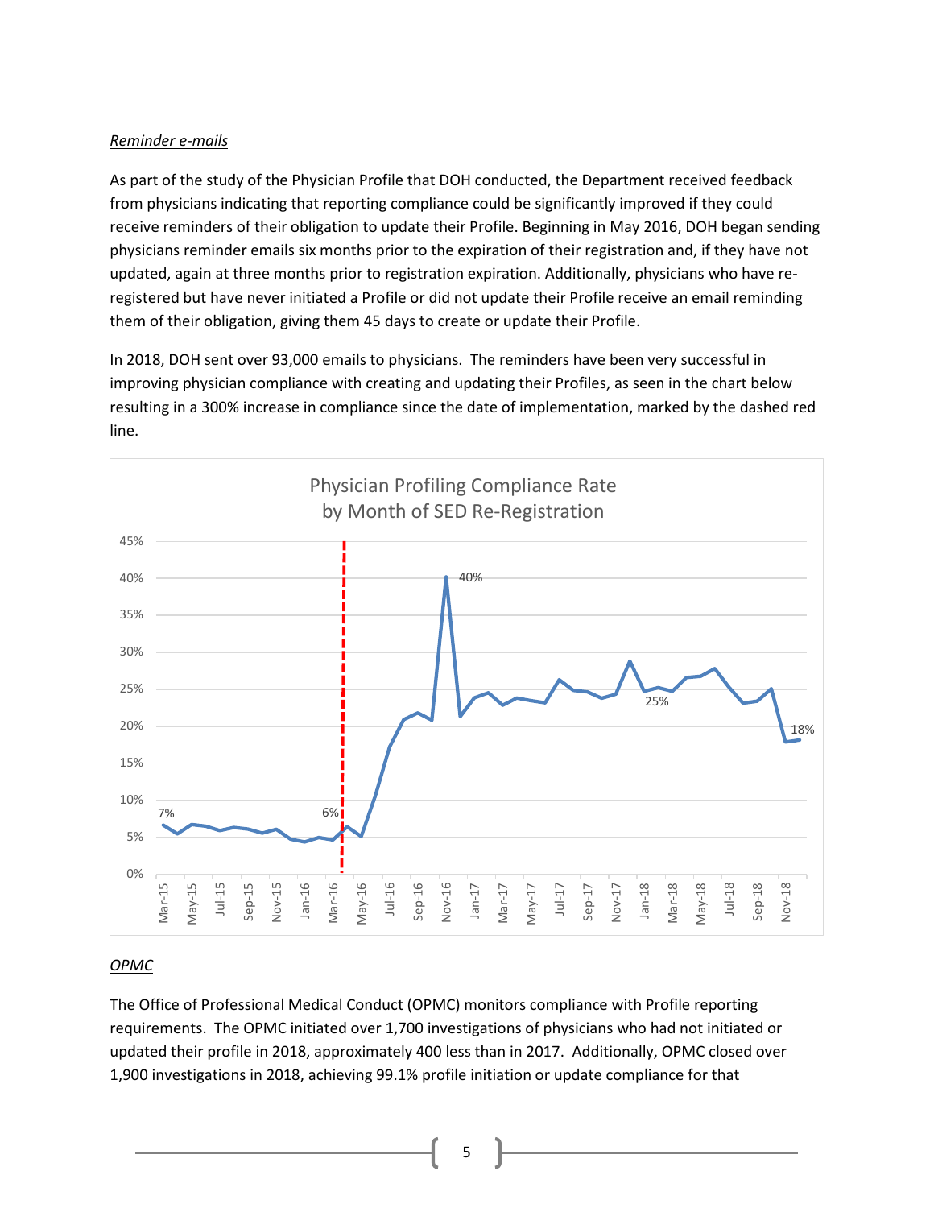*Reminder e-mails*

As part of the study of the Physician Profile that DOH conducted, the Department received feedback from physicians indicating that reporting compliance could be significantly improved if they could receive reminders of their obligation to update their Profile. Beginning in May 2016, DOH began sending physicians reminder emails six months prior to the expiration of their registration and, if they have not updated, again at three months prior to registration expiration. Additionally, physicians who have re-registered but have never initiated a Profile or did not update their Profile receive an email reminding them of their obligation, giving them 45 days to create or update their Profile.

In 2018, DOH sent over 93,000 emails to physicians. The reminders have been very successful in improving physician compliance with creating and updating their Profiles, as seen in the chart below resulting in a 300% increase in compliance since the date of implementation, marked by the dashed red line.

Physician Profiling Compliance Rate by Month of SED Re-Registration

*OPMC*

The Office of Professional Medical Conduct (OPMC) monitors compliance with Profile reporting requirements. The OPMC initiated over 1,700 investigations of physicians who had not initiated or updated their profile in 2018, approximately 400 less than in 2017. Additionally, OPMC closed over 1,900 investigations in 2018, achieving 99.1% profile initiation or update compliance for that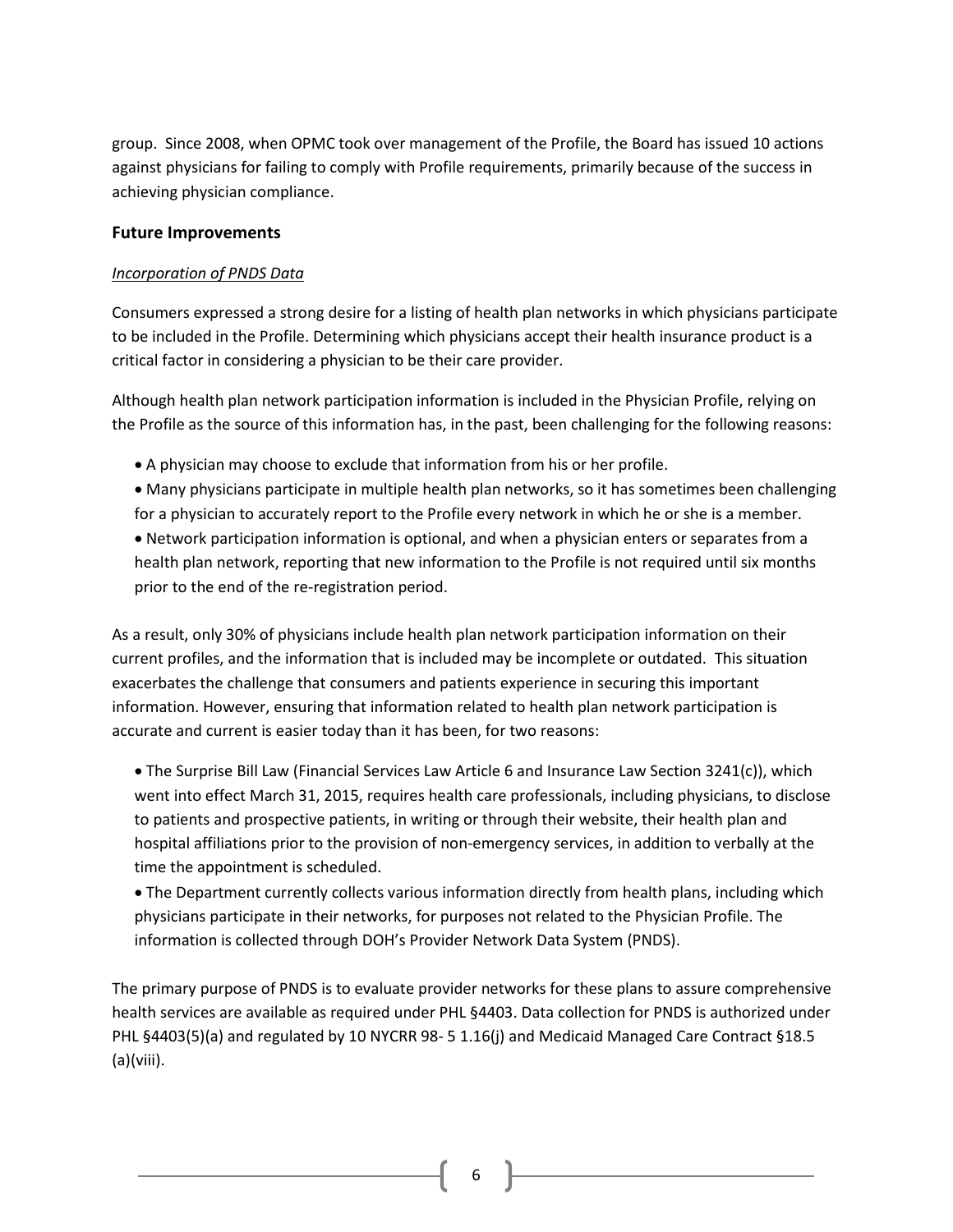group. Since 2008, when OPMC took over management of the Profile, the Board has issued 10 actions against physicians for failing to comply with Profile requirements, primarily because of the success in achieving physician compliance.

### Future Improvements

*Incorporation of PNDS Data*

Consumers expressed a strong desire for a listing of health plan networks in which physicians participate to be included in the Profile. Determining which physicians accept their health insurance product is a critical factor in considering a physician to be their care provider.

Although health plan network participation information is included in the Physician Profile, relying on the Profile as the source of this information has, in the past, been challenging for the following reasons:

- A physician may choose to exclude that information from his or her profile.
- Many physicians participate in multiple health plan networks, so it has sometimes been challenging for a physician to accurately report to the Profile every network in which he or she is a member.
- Network participation information is optional, and when a physician enters or separates from a health plan network, reporting that new information to the Profile is not required until six months prior to the end of the re-registration period.

As a result, only 30% of physicians include health plan network participation information on their current profiles, and the information that is included may be incomplete or outdated. This situation exacerbates the challenge that consumers and patients experience in securing this important information. However, ensuring that information related to health plan network participation is accurate and current is easier today than it has been, for two reasons:

- The Surprise Bill Law (Financial Services Law Article 6 and Insurance Law Section 3241(c)), which went into effect March 31, 2015, requires health care professionals, including physicians, to disclose to patients and prospective patients, in writing or through their website, their health plan and hospital affiliations prior to the provision of non-emergency services, in addition to verbally at the time the appointment is scheduled.
- The Department currently collects various information directly from health plans, including which physicians participate in their networks, for purposes not related to the Physician Profile. The information is collected through DOH's Provider Network Data System (PNDS).

The primary purpose of PNDS is to evaluate provider networks for these plans to assure comprehensive health services are available as required under PHL §4403. Data collection for PNDS is authorized under PHL §4403(5)(a) and regulated by 10 NYCRR 98- 5 1.16(j) and Medicaid Managed Care Contract §18.5 (a)(viii).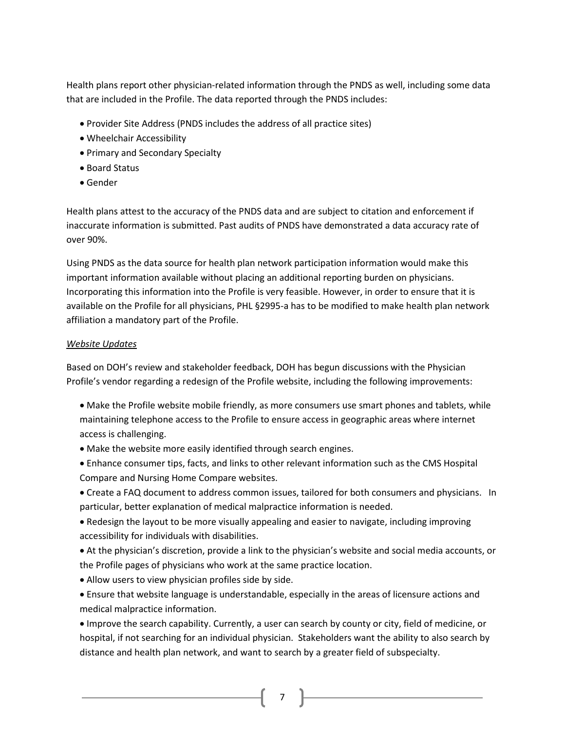Health plans report other physician-related information through the PNDS as well, including some data that are included in the Profile. The data reported through the PNDS includes:

- Provider Site Address (PNDS includes the address of all practice sites)
- Wheelchair Accessibility
- Primary and Secondary Specialty
- Board Status
- Gender

Health plans attest to the accuracy of the PNDS data and are subject to citation and enforcement if inaccurate information is submitted. Past audits of PNDS have demonstrated a data accuracy rate of over 90%.

Using PNDS as the data source for health plan network participation information would make this important information available without placing an additional reporting burden on physicians. Incorporating this information into the Profile is very feasible. However, in order to ensure that it is available on the Profile for all physicians, PHL §2995-a has to be modified to make health plan network affiliation a mandatory part of the Profile.

*Website Updates*

Based on DOH's review and stakeholder feedback, DOH has begun discussions with the Physician Profile's vendor regarding a redesign of the Profile website, including the following improvements:

- Make the Profile website mobile friendly, as more consumers use smart phones and tablets, while maintaining telephone access to the Profile to ensure access in geographic areas where internet access is challenging.
- Make the website more easily identified through search engines.
- Enhance consumer tips, facts, and links to other relevant information such as the CMS Hospital Compare and Nursing Home Compare websites.
- Create a FAQ document to address common issues, tailored for both consumers and physicians. In particular, better explanation of medical malpractice information is needed.
- Redesign the layout to be more visually appealing and easier to navigate, including improving accessibility for individuals with disabilities.
- At the physician's discretion, provide a link to the physician's website and social media accounts, or the Profile pages of physicians who work at the same practice location.
- Allow users to view physician profiles side by side.
- Ensure that website language is understandable, especially in the areas of licensure actions and medical malpractice information.
- Improve the search capability. Currently, a user can search by county or city, field of medicine, or hospital, if not searching for an individual physician. Stakeholders want the ability to also search by distance and health plan network, and want to search by a greater field of subspecialty.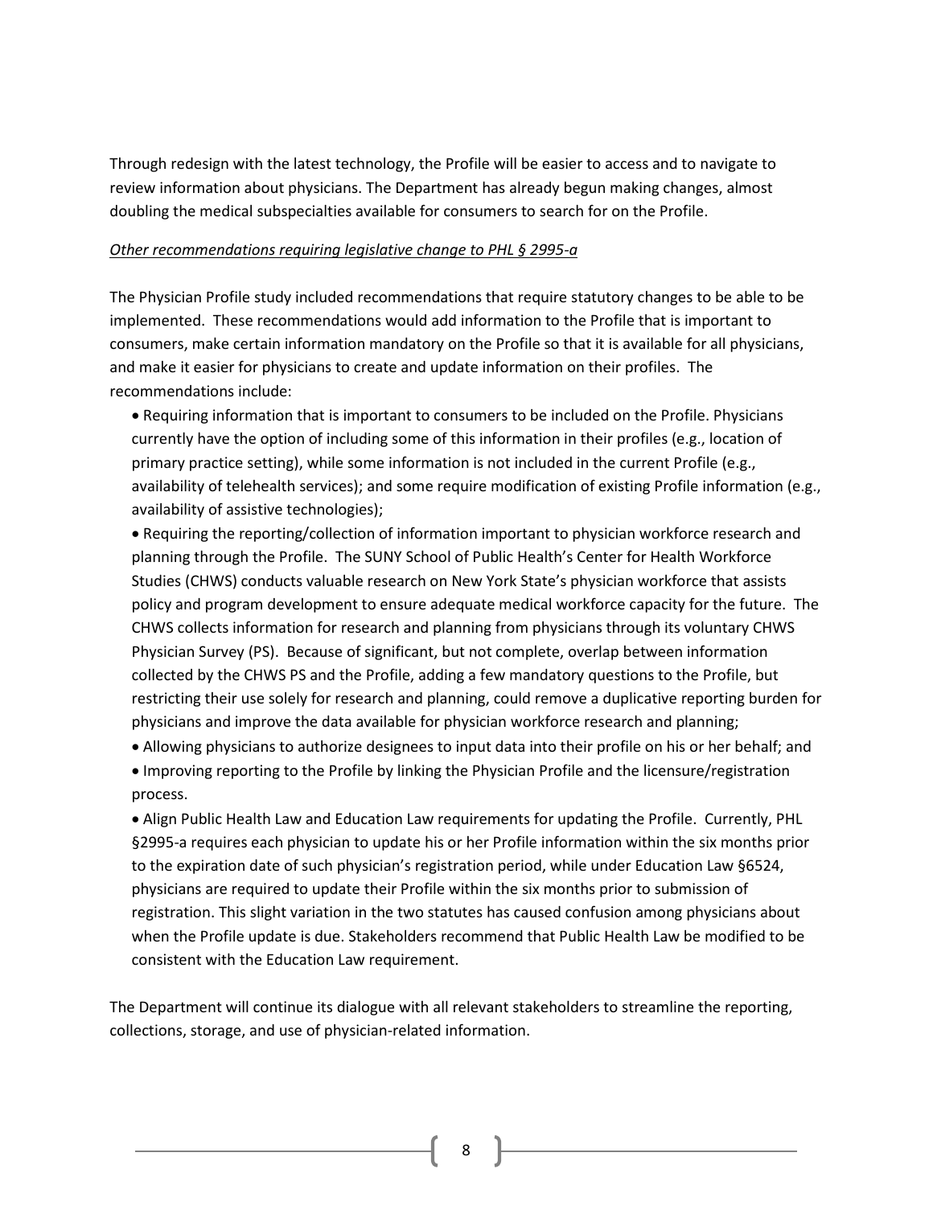Through redesign with the latest technology, the Profile will be easier to access and to navigate to review information about physicians. The Department has already begun making changes, almost doubling the medical subspecialties available for consumers to search for on the Profile.

*Other recommendations requiring legislative change to PHL § 2995-a*

The Physician Profile study included recommendations that require statutory changes to be able to be implemented. These recommendations would add information to the Profile that is important to consumers, make certain information mandatory on the Profile so that it is available for all physicians, and make it easier for physicians to create and update information on their profiles. The recommendations include:

- Requiring information that is important to consumers to be included on the Profile. Physicians currently have the option of including some of this information in their profiles (e.g., location of primary practice setting), while some information is not included in the current Profile (e.g., availability of telehealth services); and some require modification of existing Profile information (e.g., availability of assistive technologies);
- Requiring the reporting/collection of information important to physician workforce research and planning through the Profile. The SUNY School of Public Health's Center for Health Workforce Studies (CHWS) conducts valuable research on New York State's physician workforce that assists policy and program development to ensure adequate medical workforce capacity for the future. The CHWS collects information for research and planning from physicians through its voluntary CHWS Physician Survey (PS). Because of significant, but not complete, overlap between information collected by the CHWS PS and the Profile, adding a few mandatory questions to the Profile, but restricting their use solely for research and planning, could remove a duplicative reporting burden for physicians and improve the data available for physician workforce research and planning;
- Allowing physicians to authorize designees to input data into their profile on his or her behalf; and
- Improving reporting to the Profile by linking the Physician Profile and the licensure/registration process.
- Align Public Health Law and Education Law requirements for updating the Profile. Currently, PHL §2995-a requires each physician to update his or her Profile information within the six months prior to the expiration date of such physician's registration period, while under Education Law §6524, physicians are required to update their Profile within the six months prior to submission of registration. This slight variation in the two statutes has caused confusion among physicians about when the Profile update is due. Stakeholders recommend that Public Health Law be modified to be consistent with the Education Law requirement.

The Department will continue its dialogue with all relevant stakeholders to streamline the reporting, collections, storage, and use of physician-related information.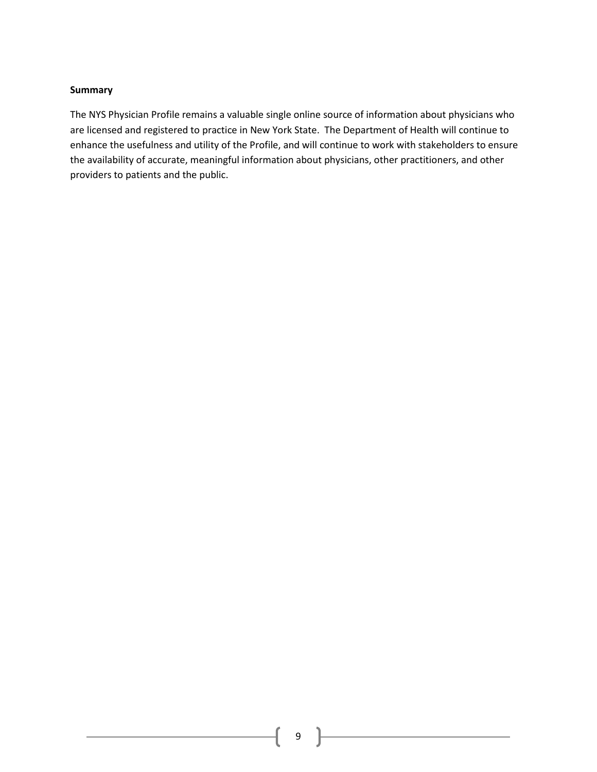**Summary**

The NYS Physician Profile remains a valuable single online source of information about physicians who are licensed and registered to practice in New York State.  The Department of Health will continue to enhance the usefulness and utility of the Profile, and will continue to work with stakeholders to ensure the availability of accurate, meaningful information about physicians, other practitioners, and other providers to patients and the public.